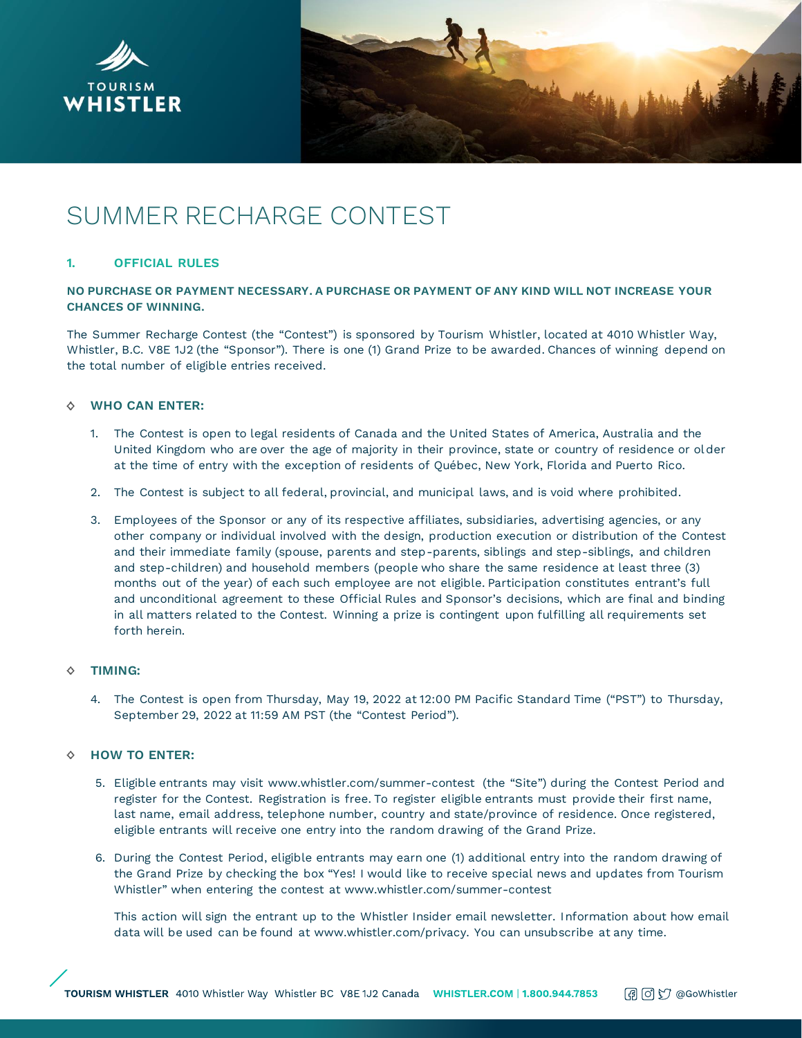# SUMMER RECHARGE CONTEST

## 1. OFFICIAL RULES

**NO PURCHASE OR PAYMENT NECESSARY. A PURCHASE OR PAYMENT OF ANY KIND WILL NOT INCREASE YOUR CHANCES OF WINNING.**

The Summer Recharge Contest (the "Contest") is sponsored by Tourism Whistler, located at 4010 Whistler Way, Whistler, B.C. V8E 1J2 (the "Sponsor"). There is one (1) Grand Prize to be awarded. Chances of winning depend on the total number of eligible entries received.

### WHO CAN ENTER:

1. The Contest is open to legal residents of Canada and the United States of America, Australia and the United Kingdom who are over the age of majority in their province, state or country of residence or older at the time of entry with the exception of residents of Québec, New York, Florida and Puerto Rico.
2. The Contest is subject to all federal, provincial, and municipal laws, and is void where prohibited.
3. Employees of the Sponsor or any of its respective affiliates, subsidiaries, advertising agencies, or any other company or individual involved with the design, production execution or distribution of the Contest and their immediate family (spouse, parents and step-parents, siblings and step-siblings, and children and step-children) and household members (people who share the same residence at least three (3) months out of the year) of each such employee are not eligible. Participation constitutes entrant's full and unconditional agreement to these Official Rules and Sponsor's decisions, which are final and binding in all matters related to the Contest. Winning a prize is contingent upon fulfilling all requirements set forth herein.

### TIMING:

4. The Contest is open from Thursday, May 19, 2022 at 12:00 PM Pacific Standard Time ("PST") to Thursday, September 29, 2022 at 11:59 AM PST (the "Contest Period").

### HOW TO ENTER:

5. Eligible entrants may visit www.whistler.com/summer-contest (the "Site") during the Contest Period and register for the Contest. Registration is free. To register eligible entrants must provide their first name, last name, email address, telephone number, country and state/province of residence. Once registered, eligible entrants will receive one entry into the random drawing of the Grand Prize.
6. During the Contest Period, eligible entrants may earn one (1) additional entry into the random drawing of the Grand Prize by checking the box "Yes! I would like to receive special news and updates from Tourism Whistler" when entering the contest at www.whistler.com/summer-contest

   This action will sign the entrant up to the Whistler Insider email newsletter. Information about how email data will be used can be found at www.whistler.com/privacy. You can unsubscribe at any time.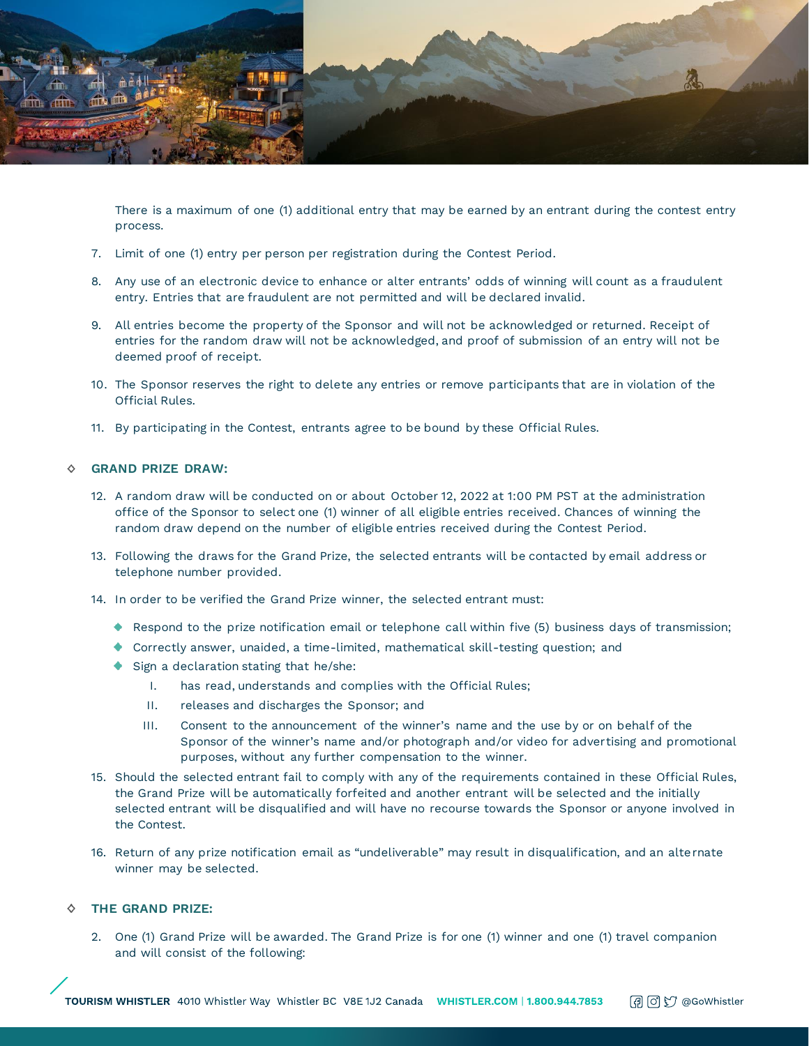There is a maximum of one (1) additional entry that may be earned by an entrant during the contest entry process.

7. Limit of one (1) entry per person per registration during the Contest Period.

8. Any use of an electronic device to enhance or alter entrants' odds of winning will count as a fraudulent entry. Entries that are fraudulent are not permitted and will be declared invalid.

9. All entries become the property of the Sponsor and will not be acknowledged or returned. Receipt of entries for the random draw will not be acknowledged, and proof of submission of an entry will not be deemed proof of receipt.

10. The Sponsor reserves the right to delete any entries or remove participants that are in violation of the Official Rules.

11. By participating in the Contest, entrants agree to be bound by these Official Rules.

## GRAND PRIZE DRAW:

12. A random draw will be conducted on or about October 12, 2022 at 1:00 PM PST at the administration office of the Sponsor to select one (1) winner of all eligible entries received. Chances of winning the random draw depend on the number of eligible entries received during the Contest Period.

13. Following the draws for the Grand Prize, the selected entrants will be contacted by email address or telephone number provided.

14. In order to be verified the Grand Prize winner, the selected entrant must:
    - Respond to the prize notification email or telephone call within five (5) business days of transmission;
    - Correctly answer, unaided, a time-limited, mathematical skill-testing question; and
    - Sign a declaration stating that he/she:
        - I. has read, understands and complies with the Official Rules;
        - II. releases and discharges the Sponsor; and
        - III. Consent to the announcement of the winner's name and the use by or on behalf of the Sponsor of the winner's name and/or photograph and/or video for advertising and promotional purposes, without any further compensation to the winner.

15. Should the selected entrant fail to comply with any of the requirements contained in these Official Rules, the Grand Prize will be automatically forfeited and another entrant will be selected and the initially selected entrant will be disqualified and will have no recourse towards the Sponsor or anyone involved in the Contest.

16. Return of any prize notification email as "undeliverable" may result in disqualification, and an alternate winner may be selected.

## THE GRAND PRIZE:

2. One (1) Grand Prize will be awarded. The Grand Prize is for one (1) winner and one (1) travel companion and will consist of the following: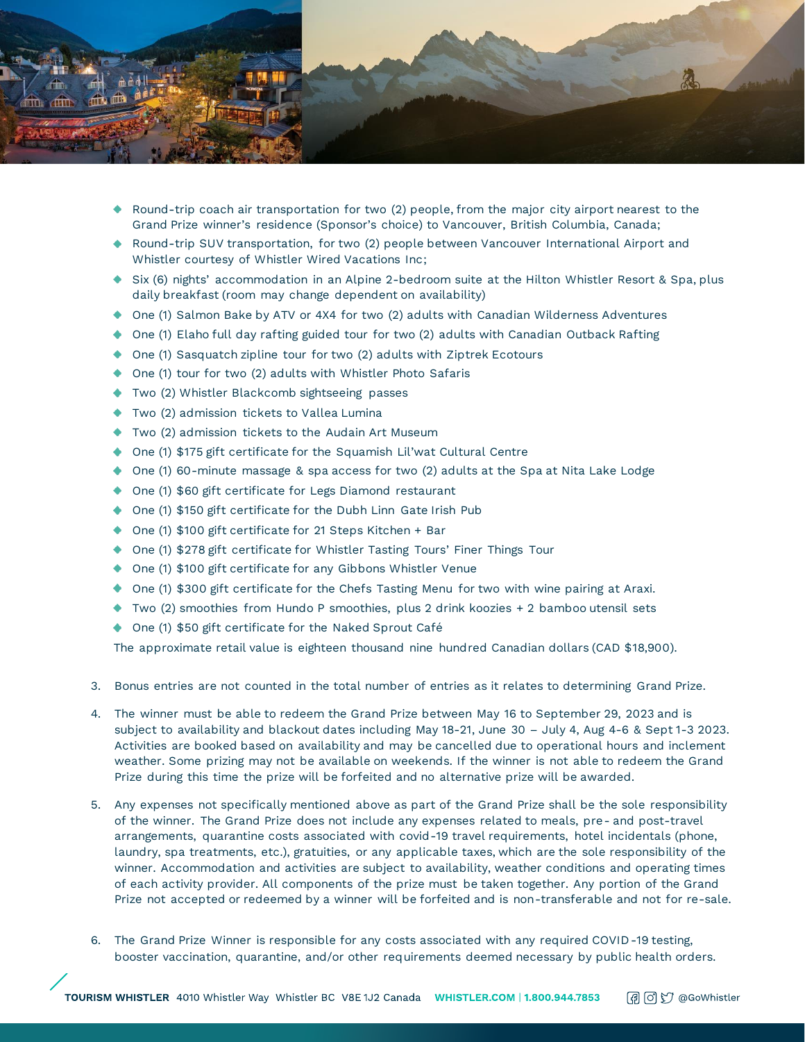- Round-trip coach air transportation for two (2) people, from the major city airport nearest to the Grand Prize winner's residence (Sponsor's choice) to Vancouver, British Columbia, Canada;
- Round-trip SUV transportation, for two (2) people between Vancouver International Airport and Whistler courtesy of Whistler Wired Vacations Inc;
- Six (6) nights' accommodation in an Alpine 2-bedroom suite at the Hilton Whistler Resort & Spa, plus daily breakfast (room may change dependent on availability)
- One (1) Salmon Bake by ATV or 4X4 for two (2) adults with Canadian Wilderness Adventures
- One (1) Elaho full day rafting guided tour for two (2) adults with Canadian Outback Rafting
- One (1) Sasquatch zipline tour for two (2) adults with Ziptrek Ecotours
- One (1) tour for two (2) adults with Whistler Photo Safaris
- Two (2) Whistler Blackcomb sightseeing passes
- Two (2) admission tickets to Vallea Lumina
- Two (2) admission tickets to the Audain Art Museum
- One (1) $175 gift certificate for the Squamish Lil'wat Cultural Centre
- One (1) 60-minute massage & spa access for two (2) adults at the Spa at Nita Lake Lodge
- One (1) $60 gift certificate for Legs Diamond restaurant
- One (1) $150 gift certificate for the Dubh Linn Gate Irish Pub
- One (1) $100 gift certificate for 21 Steps Kitchen + Bar
- One (1) $278 gift certificate for Whistler Tasting Tours' Finer Things Tour
- One (1) $100 gift certificate for any Gibbons Whistler Venue
- One (1) $300 gift certificate for the Chefs Tasting Menu for two with wine pairing at Araxi.
- Two (2) smoothies from Hundo P smoothies, plus 2 drink koozies + 2 bamboo utensil sets
- One (1) $50 gift certificate for the Naked Sprout Café

The approximate retail value is eighteen thousand nine hundred Canadian dollars (CAD $18,900).

3. Bonus entries are not counted in the total number of entries as it relates to determining Grand Prize.

4. The winner must be able to redeem the Grand Prize between May 16 to September 29, 2023 and is subject to availability and blackout dates including May 18-21, June 30 – July 4, Aug 4-6 & Sept 1-3 2023. Activities are booked based on availability and may be cancelled due to operational hours and inclement weather. Some prizing may not be available on weekends. If the winner is not able to redeem the Grand Prize during this time the prize will be forfeited and no alternative prize will be awarded.

5. Any expenses not specifically mentioned above as part of the Grand Prize shall be the sole responsibility of the winner. The Grand Prize does not include any expenses related to meals, pre- and post-travel arrangements, quarantine costs associated with covid-19 travel requirements, hotel incidentals (phone, laundry, spa treatments, etc.), gratuities, or any applicable taxes, which are the sole responsibility of the winner. Accommodation and activities are subject to availability, weather conditions and operating times of each activity provider. All components of the prize must be taken together. Any portion of the Grand Prize not accepted or redeemed by a winner will be forfeited and is non-transferable and not for re-sale.

6. The Grand Prize Winner is responsible for any costs associated with any required COVID-19 testing, booster vaccination, quarantine, and/or other requirements deemed necessary by public health orders.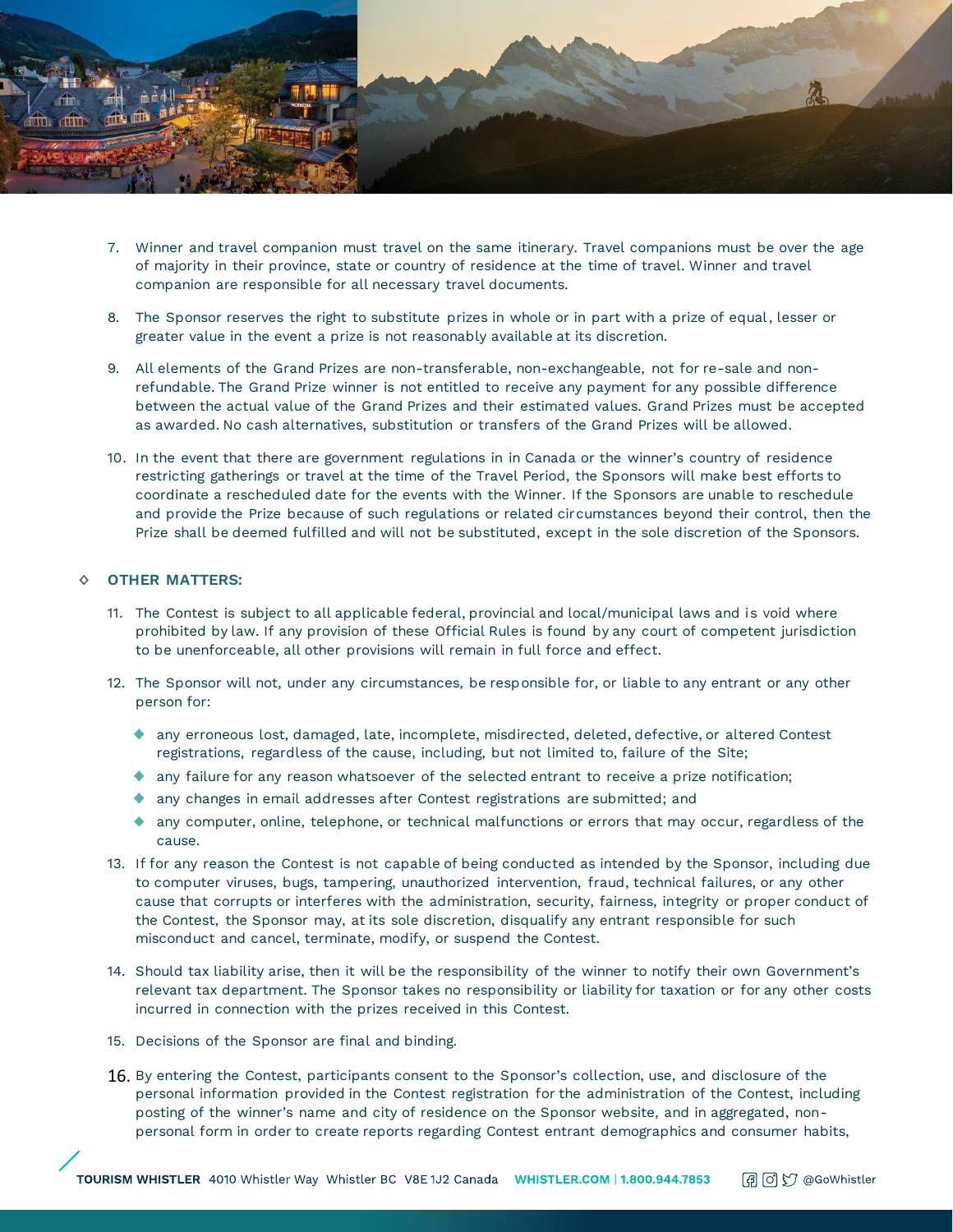7. Winner and travel companion must travel on the same itinerary. Travel companions must be over the age of majority in their province, state or country of residence at the time of travel. Winner and travel companion are responsible for all necessary travel documents.

8. The Sponsor reserves the right to substitute prizes in whole or in part with a prize of equal, lesser or greater value in the event a prize is not reasonably available at its discretion.

9. All elements of the Grand Prizes are non-transferable, non-exchangeable, not for re-sale and non-refundable. The Grand Prize winner is not entitled to receive any payment for any possible difference between the actual value of the Grand Prizes and their estimated values. Grand Prizes must be accepted as awarded. No cash alternatives, substitution or transfers of the Grand Prizes will be allowed.

10. In the event that there are government regulations in in Canada or the winner's country of residence restricting gatherings or travel at the time of the Travel Period, the Sponsors will make best efforts to coordinate a rescheduled date for the events with the Winner. If the Sponsors are unable to reschedule and provide the Prize because of such regulations or related circumstances beyond their control, then the Prize shall be deemed fulfilled and will not be substituted, except in the sole discretion of the Sponsors.

## OTHER MATTERS:

11. The Contest is subject to all applicable federal, provincial and local/municipal laws and is void where prohibited by law. If any provision of these Official Rules is found by any court of competent jurisdiction to be unenforceable, all other provisions will remain in full force and effect.

12. The Sponsor will not, under any circumstances, be responsible for, or liable to any entrant or any other person for:
    - any erroneous lost, damaged, late, incomplete, misdirected, deleted, defective, or altered Contest registrations, regardless of the cause, including, but not limited to, failure of the Site;
    - any failure for any reason whatsoever of the selected entrant to receive a prize notification;
    - any changes in email addresses after Contest registrations are submitted; and
    - any computer, online, telephone, or technical malfunctions or errors that may occur, regardless of the cause.

13. If for any reason the Contest is not capable of being conducted as intended by the Sponsor, including due to computer viruses, bugs, tampering, unauthorized intervention, fraud, technical failures, or any other cause that corrupts or interferes with the administration, security, fairness, integrity or proper conduct of the Contest, the Sponsor may, at its sole discretion, disqualify any entrant responsible for such misconduct and cancel, terminate, modify, or suspend the Contest.

14. Should tax liability arise, then it will be the responsibility of the winner to notify their own Government's relevant tax department. The Sponsor takes no responsibility or liability for taxation or for any other costs incurred in connection with the prizes received in this Contest.

15. Decisions of the Sponsor are final and binding.

16. By entering the Contest, participants consent to the Sponsor's collection, use, and disclosure of the personal information provided in the Contest registration for the administration of the Contest, including posting of the winner's name and city of residence on the Sponsor website, and in aggregated, non-personal form in order to create reports regarding Contest entrant demographics and consumer habits,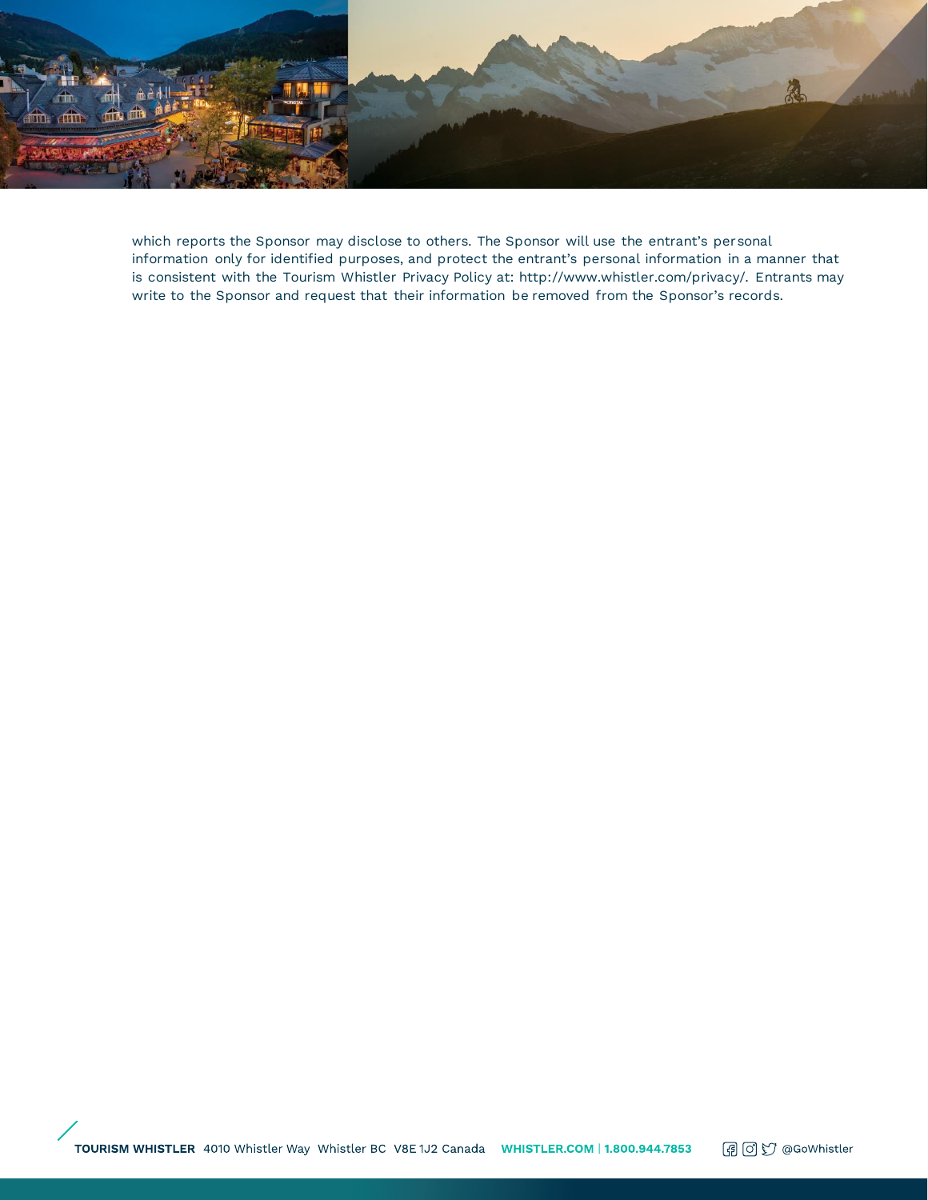which reports the Sponsor may disclose to others. The Sponsor will use the entrant's personal information only for identified purposes, and protect the entrant's personal information in a manner that is consistent with the Tourism Whistler Privacy Policy at: http://www.whistler.com/privacy/. Entrants may write to the Sponsor and request that their information be removed from the Sponsor's records.